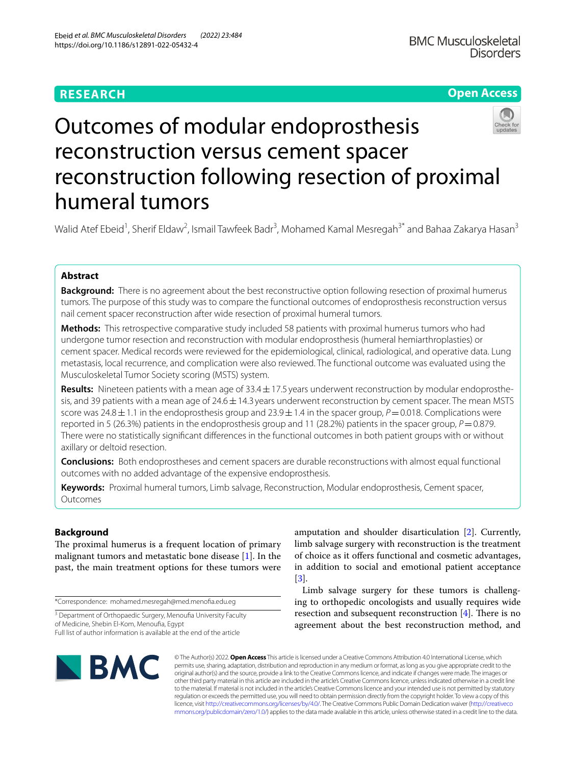RESEARCH

Open Access

# Outcomes of modular endoprosthesis reconstruction versus cement spacer reconstruction following resection of proximal humeral tumors

Walid Atef Ebeid[1], Sherif Eldaw[2], Ismail Tawfeek Badr[3], Mohamed Kamal Mesregah[3*] and Bahaa Zakarya Hasan[3]

## Abstract

**Background:** There is no agreement about the best reconstructive option following resection of proximal humerus tumors. The purpose of this study was to compare the functional outcomes of endoprosthesis reconstruction versus nail cement spacer reconstruction after wide resection of proximal humeral tumors.

**Methods:** This retrospective comparative study included 58 patients with proximal humerus tumors who had undergone tumor resection and reconstruction with modular endoprosthesis (humeral hemiarthroplasties) or cement spacer. Medical records were reviewed for the epidemiological, clinical, radiological, and operative data. Lung metastasis, local recurrence, and complication were also reviewed. The functional outcome was evaluated using the Musculoskeletal Tumor Society scoring (MSTS) system.

**Results:** Nineteen patients with a mean age of 33.4 ± 17.5 years underwent reconstruction by modular endoprosthesis, and 39 patients with a mean age of 24.6 ± 14.3 years underwent reconstruction by cement spacer. The mean MSTS score was 24.8 ± 1.1 in the endoprosthesis group and 23.9 ± 1.4 in the spacer group, $P = 0.018$. Complications were reported in 5 (26.3%) patients in the endoprosthesis group and 11 (28.2%) patients in the spacer group, $P = 0.879$. There were no statistically significant differences in the functional outcomes in both patient groups with or without axillary or deltoid resection.

**Conclusions:** Both endoprostheses and cement spacers are durable reconstructions with almost equal functional outcomes with no added advantage of the expensive endoprosthesis.

**Keywords:** Proximal humeral tumors, Limb salvage, Reconstruction, Modular endoprosthesis, Cement spacer, Outcomes

## Background

The proximal humerus is a frequent location of primary malignant tumors and metastatic bone disease [1]. In the past, the main treatment options for these tumors were amputation and shoulder disarticulation [2]. Currently, limb salvage surgery with reconstruction is the treatment of choice as it offers functional and cosmetic advantages, in addition to social and emotional patient acceptance [3].

Limb salvage surgery for these tumors is challenging to orthopedic oncologists and usually requires wide resection and subsequent reconstruction [4]. There is no agreement about the best reconstruction method, and

*Correspondence: mohamed.mesregah@med.menofia.edu.eg

[3] Department of Orthopaedic Surgery, Menoufia University Faculty of Medicine, Shebin El-Kom, Menoufia, Egypt
Full list of author information is available at the end of the article

© The Author(s) 2022. **Open Access** This article is licensed under a Creative Commons Attribution 4.0 International License, which permits use, sharing, adaptation, distribution and reproduction in any medium or format, as long as you give appropriate credit to the original author(s) and the source, provide a link to the Creative Commons licence, and indicate if changes were made. The images or other third party material in this article are included in the article's Creative Commons licence, unless indicated otherwise in a credit line to the material. If material is not included in the article's Creative Commons licence and your intended use is not permitted by statutory regulation or exceeds the permitted use, you will need to obtain permission directly from the copyright holder. To view a copy of this licence, visit http://creativecommons.org/licenses/by/4.0/. The Creative Commons Public Domain Dedication waiver (http://creativecommons.org/publicdomain/zero/1.0/) applies to the data made available in this article, unless otherwise stated in a credit line to the data.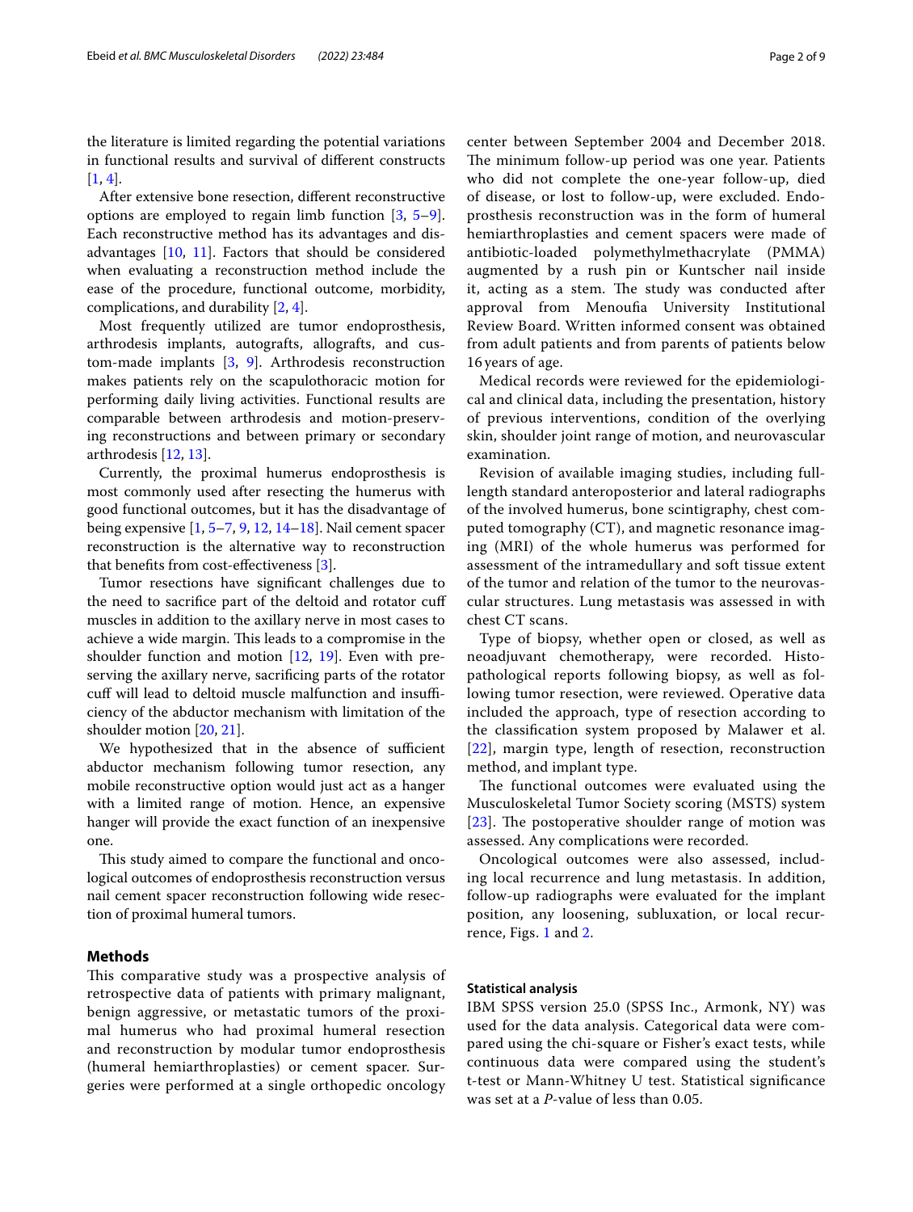the literature is limited regarding the potential variations in functional results and survival of different constructs [1, 4].

After extensive bone resection, different reconstructive options are employed to regain limb function [3, 5–9]. Each reconstructive method has its advantages and disadvantages [10, 11]. Factors that should be considered when evaluating a reconstruction method include the ease of the procedure, functional outcome, morbidity, complications, and durability [2, 4].

Most frequently utilized are tumor endoprosthesis, arthrodesis implants, autografts, allografts, and custom-made implants [3, 9]. Arthrodesis reconstruction makes patients rely on the scapulothoracic motion for performing daily living activities. Functional results are comparable between arthrodesis and motion-preserving reconstructions and between primary or secondary arthrodesis [12, 13].

Currently, the proximal humerus endoprosthesis is most commonly used after resecting the humerus with good functional outcomes, but it has the disadvantage of being expensive [1, 5–7, 9, 12, 14–18]. Nail cement spacer reconstruction is the alternative way to reconstruction that benefits from cost-effectiveness [3].

Tumor resections have significant challenges due to the need to sacrifice part of the deltoid and rotator cuff muscles in addition to the axillary nerve in most cases to achieve a wide margin. This leads to a compromise in the shoulder function and motion [12, 19]. Even with preserving the axillary nerve, sacrificing parts of the rotator cuff will lead to deltoid muscle malfunction and insufficiency of the abductor mechanism with limitation of the shoulder motion [20, 21].

We hypothesized that in the absence of sufficient abductor mechanism following tumor resection, any mobile reconstructive option would just act as a hanger with a limited range of motion. Hence, an expensive hanger will provide the exact function of an inexpensive one.

This study aimed to compare the functional and oncological outcomes of endoprosthesis reconstruction versus nail cement spacer reconstruction following wide resection of proximal humeral tumors.

## Methods

This comparative study was a prospective analysis of retrospective data of patients with primary malignant, benign aggressive, or metastatic tumors of the proximal humerus who had proximal humeral resection and reconstruction by modular tumor endoprosthesis (humeral hemiarthroplasties) or cement spacer. Surgeries were performed at a single orthopedic oncology center between September 2004 and December 2018. The minimum follow-up period was one year. Patients who did not complete the one-year follow-up, died of disease, or lost to follow-up, were excluded. Endoprosthesis reconstruction was in the form of humeral hemiarthroplasties and cement spacers were made of antibiotic-loaded polymethylmethacrylate (PMMA) augmented by a rush pin or Kuntscher nail inside it, acting as a stem. The study was conducted after approval from Menoufia University Institutional Review Board. Written informed consent was obtained from adult patients and from parents of patients below 16 years of age.

Medical records were reviewed for the epidemiological and clinical data, including the presentation, history of previous interventions, condition of the overlying skin, shoulder joint range of motion, and neurovascular examination.

Revision of available imaging studies, including full-length standard anteroposterior and lateral radiographs of the involved humerus, bone scintigraphy, chest computed tomography (CT), and magnetic resonance imaging (MRI) of the whole humerus was performed for assessment of the intramedullary and soft tissue extent of the tumor and relation of the tumor to the neurovascular structures. Lung metastasis was assessed in with chest CT scans.

Type of biopsy, whether open or closed, as well as neoadjuvant chemotherapy, were recorded. Histopathological reports following biopsy, as well as following tumor resection, were reviewed. Operative data included the approach, type of resection according to the classification system proposed by Malawer et al. [22], margin type, length of resection, reconstruction method, and implant type.

The functional outcomes were evaluated using the Musculoskeletal Tumor Society scoring (MSTS) system [23]. The postoperative shoulder range of motion was assessed. Any complications were recorded.

Oncological outcomes were also assessed, including local recurrence and lung metastasis. In addition, follow-up radiographs were evaluated for the implant position, any loosening, subluxation, or local recurrence, Figs. 1 and 2.

### Statistical analysis

IBM SPSS version 25.0 (SPSS Inc., Armonk, NY) was used for the data analysis. Categorical data were compared using the chi-square or Fisher's exact tests, while continuous data were compared using the student's t-test or Mann-Whitney U test. Statistical significance was set at a *P*-value of less than 0.05.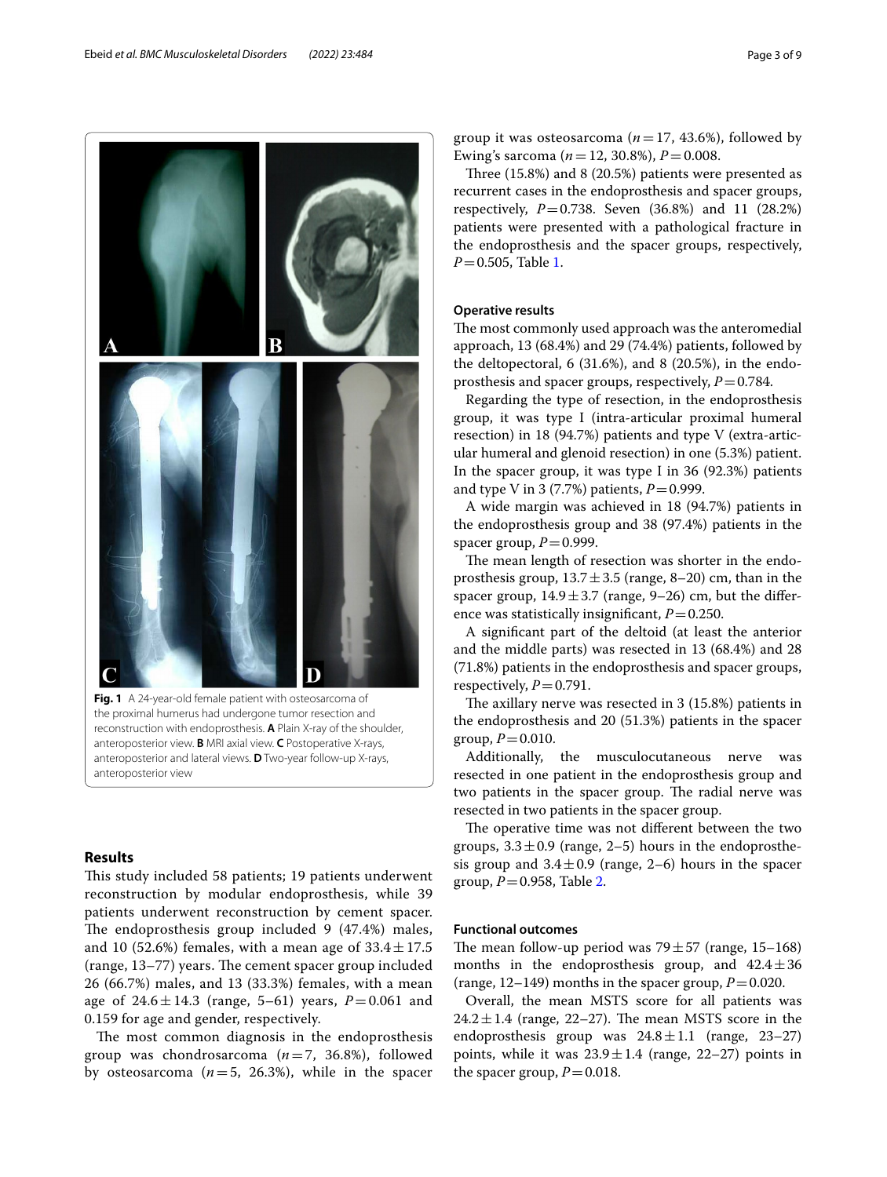**Fig. 1** A 24-year-old female patient with osteosarcoma of the proximal humerus had undergone tumor resection and reconstruction with endoprosthesis. **A** Plain X-ray of the shoulder, anteroposterior view. **B** MRI axial view. **C** Postoperative X-rays, anteroposterior and lateral views. **D** Two-year follow-up X-rays, anteroposterior view

## Results

This study included 58 patients; 19 patients underwent reconstruction by modular endoprosthesis, while 39 patients underwent reconstruction by cement spacer. The endoprosthesis group included 9 (47.4%) males, and 10 (52.6%) females, with a mean age of 33.4 ± 17.5 (range, 13–77) years. The cement spacer group included 26 (66.7%) males, and 13 (33.3%) females, with a mean age of 24.6 ± 14.3 (range, 5–61) years, $P = 0.061$ and 0.159 for age and gender, respectively.

The most common diagnosis in the endoprosthesis group was chondrosarcoma ($n = 7$, 36.8%), followed by osteosarcoma ($n = 5$, 26.3%), while in the spacer group it was osteosarcoma ($n = 17$, 43.6%), followed by Ewing's sarcoma ($n = 12$, 30.8%), $P = 0.008$.

Three (15.8%) and 8 (20.5%) patients were presented as recurrent cases in the endoprosthesis and spacer groups, respectively, $P = 0.738$. Seven (36.8%) and 11 (28.2%) patients were presented with a pathological fracture in the endoprosthesis and the spacer groups, respectively, $P = 0.505$, Table 1.

### Operative results

The most commonly used approach was the anteromedial approach, 13 (68.4%) and 29 (74.4%) patients, followed by the deltopectoral, 6 (31.6%), and 8 (20.5%), in the endoprosthesis and spacer groups, respectively, $P = 0.784$.

Regarding the type of resection, in the endoprosthesis group, it was type I (intra-articular proximal humeral resection) in 18 (94.7%) patients and type V (extra-articular humeral and glenoid resection) in one (5.3%) patient. In the spacer group, it was type I in 36 (92.3%) patients and type V in 3 (7.7%) patients, $P = 0.999$.

A wide margin was achieved in 18 (94.7%) patients in the endoprosthesis group and 38 (97.4%) patients in the spacer group, $P = 0.999$.

The mean length of resection was shorter in the endoprosthesis group, 13.7 ± 3.5 (range, 8–20) cm, than in the spacer group, 14.9 ± 3.7 (range, 9–26) cm, but the difference was statistically insignificant, $P = 0.250$.

A significant part of the deltoid (at least the anterior and the middle parts) was resected in 13 (68.4%) and 28 (71.8%) patients in the endoprosthesis and spacer groups, respectively, $P = 0.791$.

The axillary nerve was resected in 3 (15.8%) patients in the endoprosthesis and 20 (51.3%) patients in the spacer group, $P = 0.010$.

Additionally, the musculocutaneous nerve was resected in one patient in the endoprosthesis group and two patients in the spacer group. The radial nerve was resected in two patients in the spacer group.

The operative time was not different between the two groups, 3.3 ± 0.9 (range, 2–5) hours in the endoprosthesis group and 3.4 ± 0.9 (range, 2–6) hours in the spacer group, $P = 0.958$, Table 2.

### Functional outcomes

The mean follow-up period was 79 ± 57 (range, 15–168) months in the endoprosthesis group, and 42.4 ± 36 (range, 12–149) months in the spacer group, $P = 0.020$.

Overall, the mean MSTS score for all patients was 24.2 ± 1.4 (range, 22–27). The mean MSTS score in the endoprosthesis group was 24.8 ± 1.1 (range, 23–27) points, while it was 23.9 ± 1.4 (range, 22–27) points in the spacer group, $P = 0.018$.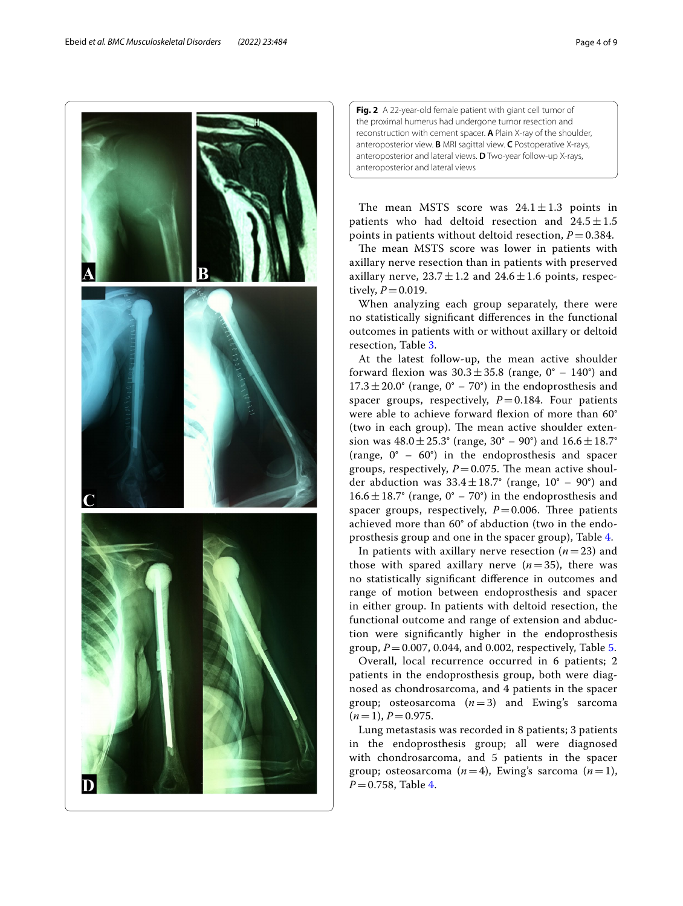**Fig. 2** A 22-year-old female patient with giant cell tumor of the proximal humerus had undergone tumor resection and reconstruction with cement spacer. **A** Plain X-ray of the shoulder, anteroposterior view. **B** MRI sagittal view. **C** Postoperative X-rays, anteroposterior and lateral views. **D** Two-year follow-up X-rays, anteroposterior and lateral views

The mean MSTS score was $24.1 \pm 1.3$ points in patients who had deltoid resection and $24.5 \pm 1.5$ points in patients without deltoid resection, $P = 0.384$.

The mean MSTS score was lower in patients with axillary nerve resection than in patients with preserved axillary nerve, $23.7 \pm 1.2$ and $24.6 \pm 1.6$ points, respectively, $P = 0.019$.

When analyzing each group separately, there were no statistically significant differences in the functional outcomes in patients with or without axillary or deltoid resection, Table 3.

At the latest follow-up, the mean active shoulder forward flexion was $30.3 \pm 35.8$ (range, 0° – 140°) and $17.3 \pm 20.0°$ (range, 0° – 70°) in the endoprosthesis and spacer groups, respectively, $P = 0.184$. Four patients were able to achieve forward flexion of more than 60° (two in each group). The mean active shoulder extension was $48.0 \pm 25.3°$ (range, 30° – 90°) and $16.6 \pm 18.7°$ (range, 0° – 60°) in the endoprosthesis and spacer groups, respectively, $P = 0.075$. The mean active shoulder abduction was $33.4 \pm 18.7°$ (range, 10° – 90°) and $16.6 \pm 18.7°$ (range, 0° – 70°) in the endoprosthesis and spacer groups, respectively, $P = 0.006$. Three patients achieved more than 60° of abduction (two in the endoprosthesis group and one in the spacer group), Table 4.

In patients with axillary nerve resection ($n = 23$) and those with spared axillary nerve ($n = 35$), there was no statistically significant difference in outcomes and range of motion between endoprosthesis and spacer in either group. In patients with deltoid resection, the functional outcome and range of extension and abduction were significantly higher in the endoprosthesis group, $P = 0.007$, 0.044, and 0.002, respectively, Table 5.

Overall, local recurrence occurred in 6 patients; 2 patients in the endoprosthesis group, both were diagnosed as chondrosarcoma, and 4 patients in the spacer group; osteosarcoma ($n = 3$) and Ewing's sarcoma ($n = 1$), $P = 0.975$.

Lung metastasis was recorded in 8 patients; 3 patients in the endoprosthesis group; all were diagnosed with chondrosarcoma, and 5 patients in the spacer group; osteosarcoma ($n = 4$), Ewing's sarcoma ($n = 1$), $P = 0.758$, Table 4.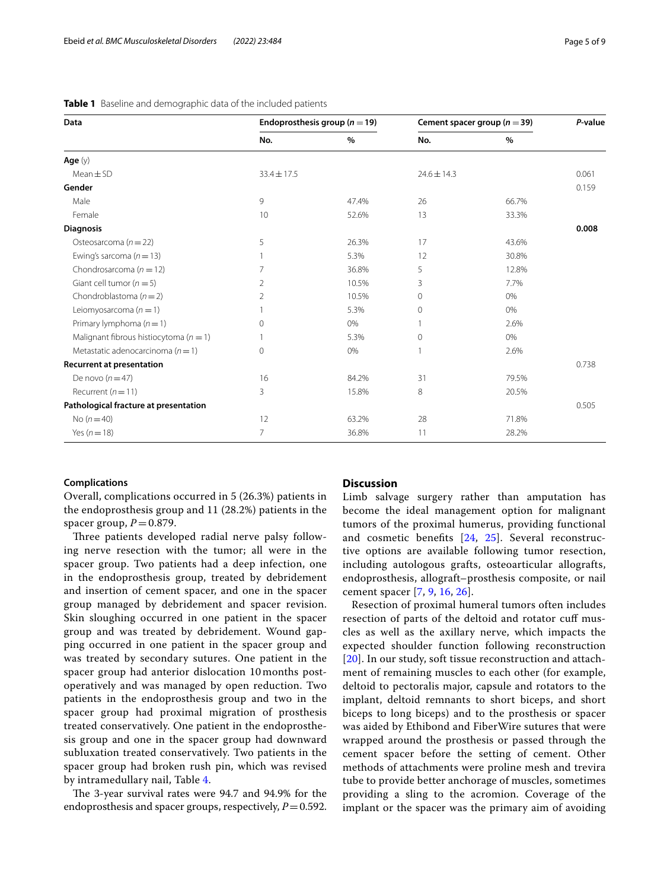**Table 1** Baseline and demographic data of the included patients

| Data | Endoprosthesis group ($n = 19$) | | Cement spacer group ($n = 39$) | | *P*-value |
|---|---|---|---|---|---|
| | No. | % | No. | % | |
| **Age** (y) | | | | | |
| Mean ± SD | 33.4 ± 17.5 | | 24.6 ± 14.3 | | 0.061 |
| **Gender** | | | | | 0.159 |
| Male | 9 | 47.4% | 26 | 66.7% | |
| Female | 10 | 52.6% | 13 | 33.3% | |
| **Diagnosis** | | | | | **0.008** |
| Osteosarcoma ($n = 22$) | 5 | 26.3% | 17 | 43.6% | |
| Ewing's sarcoma ($n = 13$) | 1 | 5.3% | 12 | 30.8% | |
| Chondrosarcoma ($n = 12$) | 7 | 36.8% | 5 | 12.8% | |
| Giant cell tumor ($n = 5$) | 2 | 10.5% | 3 | 7.7% | |
| Chondroblastoma ($n = 2$) | 2 | 10.5% | 0 | 0% | |
| Leiomyosarcoma ($n = 1$) | 1 | 5.3% | 0 | 0% | |
| Primary lymphoma ($n = 1$) | 0 | 0% | 1 | 2.6% | |
| Malignant fibrous histiocytoma ($n = 1$) | 1 | 5.3% | 0 | 0% | |
| Metastatic adenocarcinoma ($n = 1$) | 0 | 0% | 1 | 2.6% | |
| **Recurrent at presentation** | | | | | 0.738 |
| De novo ($n = 47$) | 16 | 84.2% | 31 | 79.5% | |
| Recurrent ($n = 11$) | 3 | 15.8% | 8 | 20.5% | |
| **Pathological fracture at presentation** | | | | | 0.505 |
| No ($n = 40$) | 12 | 63.2% | 28 | 71.8% | |
| Yes ($n = 18$) | 7 | 36.8% | 11 | 28.2% | |

#### Complications

Overall, complications occurred in 5 (26.3%) patients in the endoprosthesis group and 11 (28.2%) patients in the spacer group, $P = 0.879$.

Three patients developed radial nerve palsy following nerve resection with the tumor; all were in the spacer group. Two patients had a deep infection, one in the endoprosthesis group, treated by debridement and insertion of cement spacer, and one in the spacer group managed by debridement and spacer revision. Skin sloughing occurred in one patient in the spacer group and was treated by debridement. Wound gapping occurred in one patient in the spacer group and was treated by secondary sutures. One patient in the spacer group had anterior dislocation 10 months postoperatively and was managed by open reduction. Two patients in the endoprosthesis group and two in the spacer group had proximal migration of prosthesis treated conservatively. One patient in the endoprosthesis group and one in the spacer group had downward subluxation treated conservatively. Two patients in the spacer group had broken rush pin, which was revised by intramedullary nail, Table 4.

The 3-year survival rates were 94.7 and 94.9% for the endoprosthesis and spacer groups, respectively, $P = 0.592$.

## Discussion

Limb salvage surgery rather than amputation has become the ideal management option for malignant tumors of the proximal humerus, providing functional and cosmetic benefits [24, 25]. Several reconstructive options are available following tumor resection, including autologous grafts, osteoarticular allografts, endoprosthesis, allograft–prosthesis composite, or nail cement spacer [7, 9, 16, 26].

Resection of proximal humeral tumors often includes resection of parts of the deltoid and rotator cuff muscles as well as the axillary nerve, which impacts the expected shoulder function following reconstruction [20]. In our study, soft tissue reconstruction and attachment of remaining muscles to each other (for example, deltoid to pectoralis major, capsule and rotators to the implant, deltoid remnants to short biceps, and short biceps to long biceps) and to the prosthesis or spacer was aided by Ethibond and FiberWire sutures that were wrapped around the prosthesis or passed through the cement spacer before the setting of cement. Other methods of attachments were proline mesh and trevira tube to provide better anchorage of muscles, sometimes providing a sling to the acromion. Coverage of the implant or the spacer was the primary aim of avoiding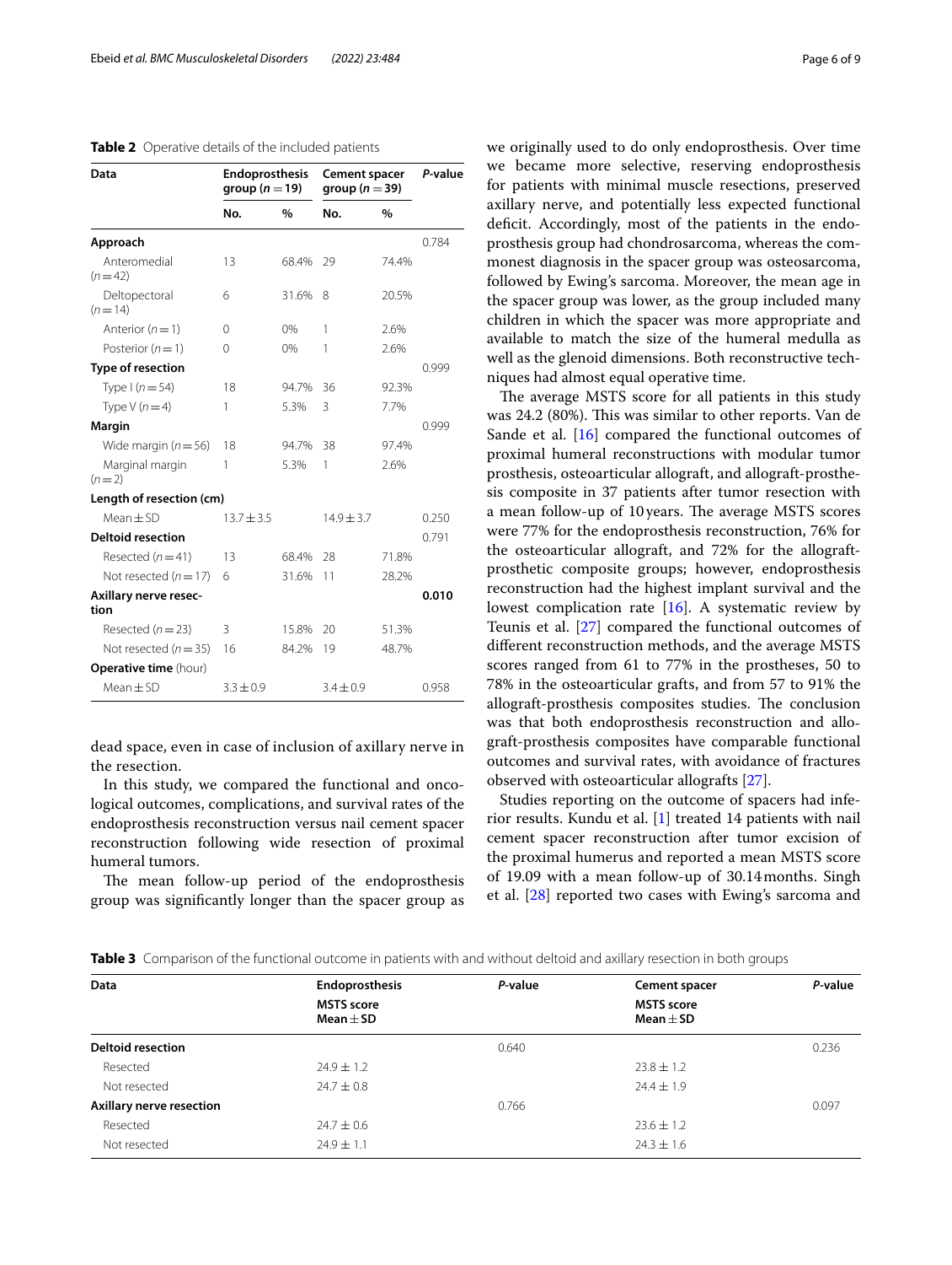**Table 2** Operative details of the included patients

| Data | Endoprosthesis group ($n=19$) | | Cement spacer group ($n=39$) | | *P*-value |
|---|---|---|---|---|---|
| | No. | % | No. | % | |
| **Approach** | | | | | 0.784 |
| Anteromedial ($n=42$) | 13 | 68.4% | 29 | 74.4% | |
| Deltopectoral ($n=14$) | 6 | 31.6% | 8 | 20.5% | |
| Anterior ($n=1$) | 0 | 0% | 1 | 2.6% | |
| Posterior ($n=1$) | 0 | 0% | 1 | 2.6% | |
| **Type of resection** | | | | | 0.999 |
| Type I ($n=54$) | 18 | 94.7% | 36 | 92.3% | |
| Type V ($n=4$) | 1 | 5.3% | 3 | 7.7% | |
| **Margin** | | | | | 0.999 |
| Wide margin ($n=56$) | 18 | 94.7% | 38 | 97.4% | |
| Marginal margin ($n=2$) | 1 | 5.3% | 1 | 2.6% | |
| **Length of resection (cm)** | | | | | |
| Mean ± SD | 13.7 ± 3.5 | | 14.9 ± 3.7 | | 0.250 |
| **Deltoid resection** | | | | | 0.791 |
| Resected ($n=41$) | 13 | 68.4% | 28 | 71.8% | |
| Not resected ($n=17$) | 6 | 31.6% | 11 | 28.2% | |
| **Axillary nerve resection** | | | | | **0.010** |
| Resected ($n=23$) | 3 | 15.8% | 20 | 51.3% | |
| Not resected ($n=35$) | 16 | 84.2% | 19 | 48.7% | |
| **Operative time** (hour) | | | | | |
| Mean ± SD | 3.3 ± 0.9 | | 3.4 ± 0.9 | | 0.958 |

dead space, even in case of inclusion of axillary nerve in the resection.

In this study, we compared the functional and oncological outcomes, complications, and survival rates of the endoprosthesis reconstruction versus nail cement spacer reconstruction following wide resection of proximal humeral tumors.

The mean follow-up period of the endoprosthesis group was significantly longer than the spacer group as we originally used to do only endoprosthesis. Over time we became more selective, reserving endoprosthesis for patients with minimal muscle resections, preserved axillary nerve, and potentially less expected functional deficit. Accordingly, most of the patients in the endoprosthesis group had chondrosarcoma, whereas the commonest diagnosis in the spacer group was osteosarcoma, followed by Ewing's sarcoma. Moreover, the mean age in the spacer group was lower, as the group included many children in which the spacer was more appropriate and available to match the size of the humeral medulla as well as the glenoid dimensions. Both reconstructive techniques had almost equal operative time.

The average MSTS score for all patients in this study was 24.2 (80%). This was similar to other reports. Van de Sande et al. [16] compared the functional outcomes of proximal humeral reconstructions with modular tumor prosthesis, osteoarticular allograft, and allograft-prosthesis composite in 37 patients after tumor resection with a mean follow-up of 10 years. The average MSTS scores were 77% for the endoprosthesis reconstruction, 76% for the osteoarticular allograft, and 72% for the allograft-prosthetic composite groups; however, endoprosthesis reconstruction had the highest implant survival and the lowest complication rate [16]. A systematic review by Teunis et al. [27] compared the functional outcomes of different reconstruction methods, and the average MSTS scores ranged from 61 to 77% in the prostheses, 50 to 78% in the osteoarticular grafts, and from 57 to 91% the allograft-prosthesis composites studies. The conclusion was that both endoprosthesis reconstruction and allograft-prosthesis composites have comparable functional outcomes and survival rates, with avoidance of fractures observed with osteoarticular allografts [27].

Studies reporting on the outcome of spacers had inferior results. Kundu et al. [1] treated 14 patients with nail cement spacer reconstruction after tumor excision of the proximal humerus and reported a mean MSTS score of 19.09 with a mean follow-up of 30.14 months. Singh et al. [28] reported two cases with Ewing's sarcoma and

**Table 3** Comparison of the functional outcome in patients with and without deltoid and axillary resection in both groups

| Data | Endoprosthesis MSTS score Mean ± SD | *P*-value | Cement spacer MSTS score Mean ± SD | *P*-value |
|---|---|---|---|---|
| **Deltoid resection** | | 0.640 | | 0.236 |
| Resected | 24.9 ± 1.2 | | 23.8 ± 1.2 | |
| Not resected | 24.7 ± 0.8 | | 24.4 ± 1.9 | |
| **Axillary nerve resection** | | 0.766 | | 0.097 |
| Resected | 24.7 ± 0.6 | | 23.6 ± 1.2 | |
| Not resected | 24.9 ± 1.1 | | 24.3 ± 1.6 | |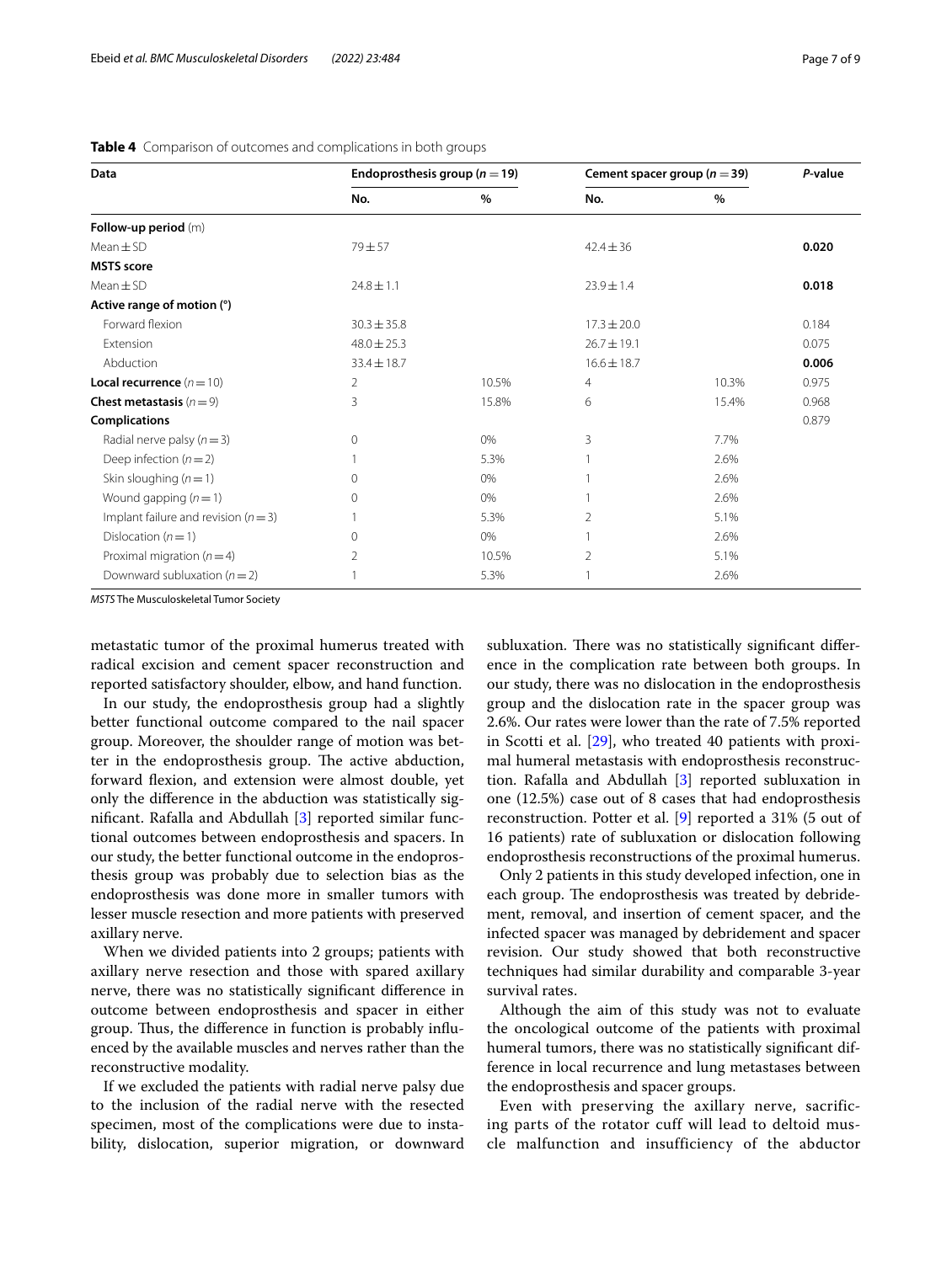**Table 4** Comparison of outcomes and complications in both groups

| Data | Endoprosthesis group ($n=19$) | | Cement spacer group ($n=39$) | | *P*-value |
|---|---|---|---|---|---|
| | No. | % | No. | % | |
| **Follow-up period** (m) | | | | | |
| Mean ± SD | 79 ± 57 | | 42.4 ± 36 | | **0.020** |
| **MSTS score** | | | | | |
| Mean ± SD | 24.8 ± 1.1 | | 23.9 ± 1.4 | | **0.018** |
| **Active range of motion (°)** | | | | | |
| Forward flexion | 30.3 ± 35.8 | | 17.3 ± 20.0 | | 0.184 |
| Extension | 48.0 ± 25.3 | | 26.7 ± 19.1 | | 0.075 |
| Abduction | 33.4 ± 18.7 | | 16.6 ± 18.7 | | **0.006** |
| **Local recurrence** ($n=10$) | 2 | 10.5% | 4 | 10.3% | 0.975 |
| **Chest metastasis** ($n=9$) | 3 | 15.8% | 6 | 15.4% | 0.968 |
| **Complications** | | | | | 0.879 |
| Radial nerve palsy ($n=3$) | 0 | 0% | 3 | 7.7% | |
| Deep infection ($n=2$) | 1 | 5.3% | 1 | 2.6% | |
| Skin sloughing ($n=1$) | 0 | 0% | 1 | 2.6% | |
| Wound gapping ($n=1$) | 0 | 0% | 1 | 2.6% | |
| Implant failure and revision ($n=3$) | 1 | 5.3% | 2 | 5.1% | |
| Dislocation ($n=1$) | 0 | 0% | 1 | 2.6% | |
| Proximal migration ($n=4$) | 2 | 10.5% | 2 | 5.1% | |
| Downward subluxation ($n=2$) | 1 | 5.3% | 1 | 2.6% | |

*MSTS* The Musculoskeletal Tumor Society

metastatic tumor of the proximal humerus treated with radical excision and cement spacer reconstruction and reported satisfactory shoulder, elbow, and hand function.

In our study, the endoprosthesis group had a slightly better functional outcome compared to the nail spacer group. Moreover, the shoulder range of motion was better in the endoprosthesis group. The active abduction, forward flexion, and extension were almost double, yet only the difference in the abduction was statistically significant. Rafalla and Abdullah [3] reported similar functional outcomes between endoprosthesis and spacers. In our study, the better functional outcome in the endoprosthesis group was probably due to selection bias as the endoprosthesis was done more in smaller tumors with lesser muscle resection and more patients with preserved axillary nerve.

When we divided patients into 2 groups; patients with axillary nerve resection and those with spared axillary nerve, there was no statistically significant difference in outcome between endoprosthesis and spacer in either group. Thus, the difference in function is probably influenced by the available muscles and nerves rather than the reconstructive modality.

If we excluded the patients with radial nerve palsy due to the inclusion of the radial nerve with the resected specimen, most of the complications were due to instability, dislocation, superior migration, or downward subluxation. There was no statistically significant difference in the complication rate between both groups. In our study, there was no dislocation in the endoprosthesis group and the dislocation rate in the spacer group was 2.6%. Our rates were lower than the rate of 7.5% reported in Scotti et al. [29], who treated 40 patients with proximal humeral metastasis with endoprosthesis reconstruction. Rafalla and Abdullah [3] reported subluxation in one (12.5%) case out of 8 cases that had endoprosthesis reconstruction. Potter et al. [9] reported a 31% (5 out of 16 patients) rate of subluxation or dislocation following endoprosthesis reconstructions of the proximal humerus.

Only 2 patients in this study developed infection, one in each group. The endoprosthesis was treated by debridement, removal, and insertion of cement spacer, and the infected spacer was managed by debridement and spacer revision. Our study showed that both reconstructive techniques had similar durability and comparable 3-year survival rates.

Although the aim of this study was not to evaluate the oncological outcome of the patients with proximal humeral tumors, there was no statistically significant difference in local recurrence and lung metastases between the endoprosthesis and spacer groups.

Even with preserving the axillary nerve, sacrificing parts of the rotator cuff will lead to deltoid muscle malfunction and insufficiency of the abductor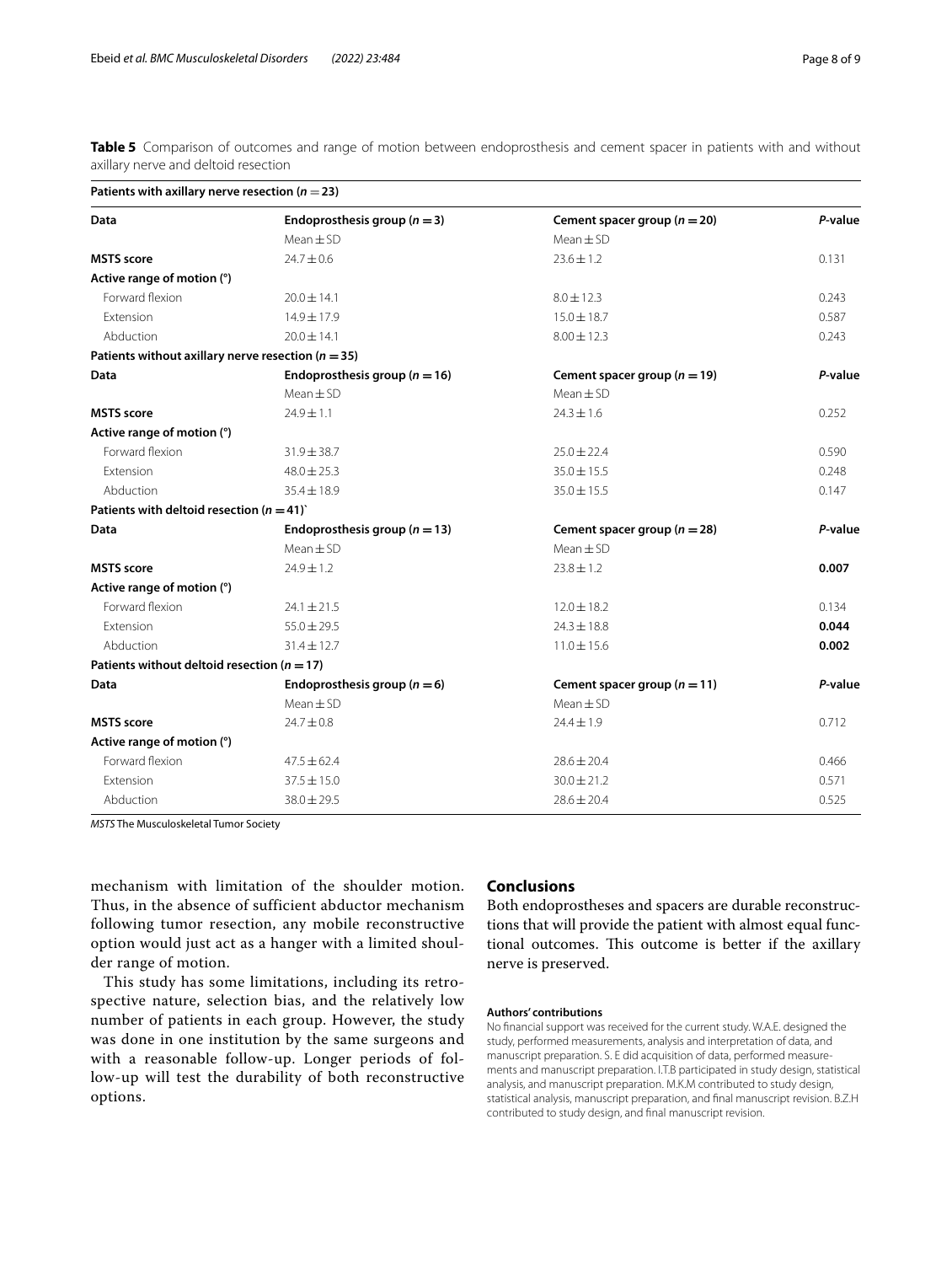**Table 5** Comparison of outcomes and range of motion between endoprosthesis and cement spacer in patients with and without axillary nerve and deltoid resection

| **Patients with axillary nerve resection ($n = 23$)** | | | |
|---|---|---|---|
| **Data** | **Endoprosthesis group ($n = 3$)** | **Cement spacer group ($n = 20$)** | ***P*-value** |
| | Mean ± SD | Mean ± SD | |
| **MSTS score** | 24.7 ± 0.6 | 23.6 ± 1.2 | 0.131 |
| **Active range of motion (°)** | | | |
| Forward flexion | 20.0 ± 14.1 | 8.0 ± 12.3 | 0.243 |
| Extension | 14.9 ± 17.9 | 15.0 ± 18.7 | 0.587 |
| Abduction | 20.0 ± 14.1 | 8.00 ± 12.3 | 0.243 |
| **Patients without axillary nerve resection ($n = 35$)** | | | |
| **Data** | **Endoprosthesis group ($n = 16$)** | **Cement spacer group ($n = 19$)** | ***P*-value** |
| | Mean ± SD | Mean ± SD | |
| **MSTS score** | 24.9 ± 1.1 | 24.3 ± 1.6 | 0.252 |
| **Active range of motion (°)** | | | |
| Forward flexion | 31.9 ± 38.7 | 25.0 ± 22.4 | 0.590 |
| Extension | 48.0 ± 25.3 | 35.0 ± 15.5 | 0.248 |
| Abduction | 35.4 ± 18.9 | 35.0 ± 15.5 | 0.147 |
| **Patients with deltoid resection ($n = 41$)`** | | | |
| **Data** | **Endoprosthesis group ($n = 13$)** | **Cement spacer group ($n = 28$)** | ***P*-value** |
| | Mean ± SD | Mean ± SD | |
| **MSTS score** | 24.9 ± 1.2 | 23.8 ± 1.2 | **0.007** |
| **Active range of motion (°)** | | | |
| Forward flexion | 24.1 ± 21.5 | 12.0 ± 18.2 | 0.134 |
| Extension | 55.0 ± 29.5 | 24.3 ± 18.8 | **0.044** |
| Abduction | 31.4 ± 12.7 | 11.0 ± 15.6 | **0.002** |
| **Patients without deltoid resection ($n = 17$)** | | | |
| **Data** | **Endoprosthesis group ($n = 6$)** | **Cement spacer group ($n = 11$)** | ***P*-value** |
| | Mean ± SD | Mean ± SD | |
| **MSTS score** | 24.7 ± 0.8 | 24.4 ± 1.9 | 0.712 |
| **Active range of motion (°)** | | | |
| Forward flexion | 47.5 ± 62.4 | 28.6 ± 20.4 | 0.466 |
| Extension | 37.5 ± 15.0 | 30.0 ± 21.2 | 0.571 |
| Abduction | 38.0 ± 29.5 | 28.6 ± 20.4 | 0.525 |

*MSTS* The Musculoskeletal Tumor Society

mechanism with limitation of the shoulder motion. Thus, in the absence of sufficient abductor mechanism following tumor resection, any mobile reconstructive option would just act as a hanger with a limited shoulder range of motion.

This study has some limitations, including its retrospective nature, selection bias, and the relatively low number of patients in each group. However, the study was done in one institution by the same surgeons and with a reasonable follow-up. Longer periods of follow-up will test the durability of both reconstructive options.

## Conclusions

Both endoprostheses and spacers are durable reconstructions that will provide the patient with almost equal functional outcomes. This outcome is better if the axillary nerve is preserved.

#### Authors' contributions

No financial support was received for the current study. W.A.E. designed the study, performed measurements, analysis and interpretation of data, and manuscript preparation. S. E did acquisition of data, performed measurements and manuscript preparation. I.T.B participated in study design, statistical analysis, and manuscript preparation. M.K.M contributed to study design, statistical analysis, manuscript preparation, and final manuscript revision. B.Z.H contributed to study design, and final manuscript revision.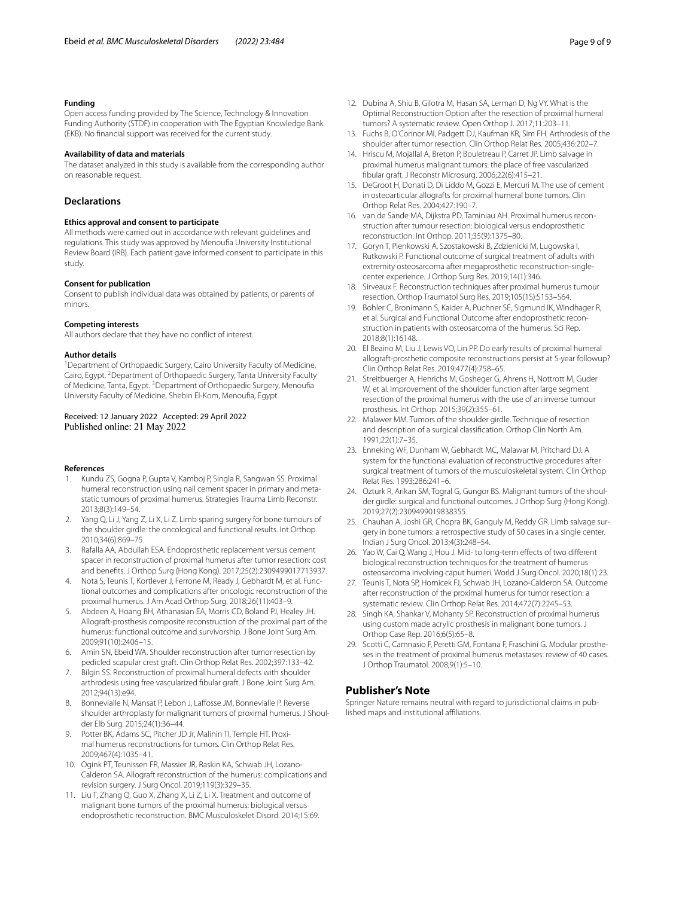#### Funding

Open access funding provided by The Science, Technology & Innovation Funding Authority (STDF) in cooperation with The Egyptian Knowledge Bank (EKB). No financial support was received for the current study.

#### Availability of data and materials

The dataset analyzed in this study is available from the corresponding author on reasonable request.

## Declarations

#### Ethics approval and consent to participate

All methods were carried out in accordance with relevant guidelines and regulations. This study was approved by Menoufia University Institutional Review Board (IRB). Each patient gave informed consent to participate in this study.

#### Consent for publication

Consent to publish individual data was obtained by patients, or parents of minors.

#### Competing interests

All authors declare that they have no conflict of interest.

#### Author details

[1]Department of Orthopaedic Surgery, Cairo University Faculty of Medicine, Cairo, Egypt. [2]Department of Orthopaedic Surgery, Tanta University Faculty of Medicine, Tanta, Egypt. [3]Department of Orthopaedic Surgery, Menoufia University Faculty of Medicine, Shebin El-Kom, Menoufia, Egypt.

Received: 12 January 2022 Accepted: 29 April 2022
Published online: 21 May 2022

#### References

1. Kundu ZS, Gogna P, Gupta V, Kamboj P, Singla R, Sangwan SS. Proximal humeral reconstruction using nail cement spacer in primary and metastatic tumours of proximal humerus. Strategies Trauma Limb Reconstr. 2013;8(3):149–54.
2. Yang Q, Li J, Yang Z, Li X, Li Z. Limb sparing surgery for bone tumours of the shoulder girdle: the oncological and functional results. Int Orthop. 2010;34(6):869–75.
3. Rafalla AA, Abdullah ESA. Endoprosthetic replacement versus cement spacer in reconstruction of proximal humerus after tumor resection: cost and benefits. J Orthop Surg (Hong Kong). 2017;25(2):2309499017713937.
4. Nota S, Teunis T, Kortlever J, Ferrone M, Ready J, Gebhardt M, et al. Functional outcomes and complications after oncologic reconstruction of the proximal humerus. J Am Acad Orthop Surg. 2018;26(11):403–9.
5. Abdeen A, Hoang BH, Athanasian EA, Morris CD, Boland PJ, Healey JH. Allograft-prosthesis composite reconstruction of the proximal part of the humerus: functional outcome and survivorship. J Bone Joint Surg Am. 2009;91(10):2406–15.
6. Amin SN, Ebeid WA. Shoulder reconstruction after tumor resection by pedicled scapular crest graft. Clin Orthop Relat Res. 2002;397:133–42.
7. Bilgin SS. Reconstruction of proximal humeral defects with shoulder arthrodesis using free vascularized fibular graft. J Bone Joint Surg Am. 2012;94(13):e94.
8. Bonnevialle N, Mansat P, Lebon J, Laffosse JM, Bonnevialle P. Reverse shoulder arthroplasty for malignant tumors of proximal humerus. J Shoulder Elb Surg. 2015;24(1):36–44.
9. Potter BK, Adams SC, Pitcher JD Jr, Malinin TI, Temple HT. Proximal humerus reconstructions for tumors. Clin Orthop Relat Res. 2009;467(4):1035–41.
10. Ogink PT, Teunissen FR, Massier JR, Raskin KA, Schwab JH, Lozano-Calderon SA. Allograft reconstruction of the humerus: complications and revision surgery. J Surg Oncol. 2019;119(3):329–35.
11. Liu T, Zhang Q, Guo X, Zhang X, Li Z, Li X. Treatment and outcome of malignant bone tumors of the proximal humerus: biological versus endoprosthetic reconstruction. BMC Musculoskelet Disord. 2014;15:69.
12. Dubina A, Shiu B, Gilotra M, Hasan SA, Lerman D, Ng VY. What is the Optimal Reconstruction Option after the resection of proximal humeral tumors? A systematic review. Open Orthop J. 2017;11:203–11.
13. Fuchs B, O'Connor MI, Padgett DJ, Kaufman KR, Sim FH. Arthrodesis of the shoulder after tumor resection. Clin Orthop Relat Res. 2005;436:202–7.
14. Hriscu M, Mojallal A, Breton P, Bouletreau P, Carret JP. Limb salvage in proximal humerus malignant tumors: the place of free vascularized fibular graft. J Reconstr Microsurg. 2006;22(6):415–21.
15. DeGroot H, Donati D, Di Liddo M, Gozzi E, Mercuri M. The use of cement in osteoarticular allografts for proximal humeral bone tumors. Clin Orthop Relat Res. 2004;427:190–7.
16. van de Sande MA, Dijkstra PD, Taminiau AH. Proximal humerus reconstruction after tumour resection: biological versus endoprosthetic reconstruction. Int Orthop. 2011;35(9):1375–80.
17. Goryn T, Pienkowski A, Szostakowski B, Zdzienicki M, Lugowska I, Rutkowski P. Functional outcome of surgical treatment of adults with extremity osteosarcoma after megaprosthetic reconstruction-single-center experience. J Orthop Surg Res. 2019;14(1):346.
18. Sirveaux F. Reconstruction techniques after proximal humerus tumour resection. Orthop Traumatol Surg Res. 2019;105(1S):S153–S64.
19. Bohler C, Bronimann S, Kaider A, Puchner SE, Sigmund IK, Windhager R, et al. Surgical and Functional Outcome after endoprosthetic reconstruction in patients with osteosarcoma of the humerus. Sci Rep. 2018;8(1):16148.
20. El Beaino M, Liu J, Lewis VO, Lin PP. Do early results of proximal humeral allograft-prosthetic composite reconstructions persist at 5-year followup? Clin Orthop Relat Res. 2019;477(4):758–65.
21. Streitbuerger A, Henrichs M, Gosheger G, Ahrens H, Nottrott M, Guder W, et al. Improvement of the shoulder function after large segment resection of the proximal humerus with the use of an inverse tumour prosthesis. Int Orthop. 2015;39(2):355–61.
22. Malawer MM. Tumors of the shoulder girdle. Technique of resection and description of a surgical classification. Orthop Clin North Am. 1991;22(1):7–35.
23. Enneking WF, Dunham W, Gebhardt MC, Malawar M, Pritchard DJ. A system for the functional evaluation of reconstructive procedures after surgical treatment of tumors of the musculoskeletal system. Clin Orthop Relat Res. 1993;286:241–6.
24. Ozturk R, Arikan SM, Togral G, Gungor BS. Malignant tumors of the shoulder girdle: surgical and functional outcomes. J Orthop Surg (Hong Kong). 2019;27(2):2309499019838355.
25. Chauhan A, Joshi GR, Chopra BK, Ganguly M, Reddy GR. Limb salvage surgery in bone tumors: a retrospective study of 50 cases in a single center. Indian J Surg Oncol. 2013;4(3):248–54.
26. Yao W, Cai Q, Wang J, Hou J. Mid- to long-term effects of two different biological reconstruction techniques for the treatment of humerus osteosarcoma involving caput humeri. World J Surg Oncol. 2020;18(1):23.
27. Teunis T, Nota SP, Hornicek FJ, Schwab JH, Lozano-Calderon SA. Outcome after reconstruction of the proximal humerus for tumor resection: a systematic review. Clin Orthop Relat Res. 2014;472(7):2245–53.
28. Singh KA, Shankar V, Mohanty SP. Reconstruction of proximal humerus using custom made acrylic prosthesis in malignant bone tumors. J Orthop Case Rep. 2016;6(5):65–8.
29. Scotti C, Camnasio F, Peretti GM, Fontana F, Fraschini G. Modular prostheses in the treatment of proximal humerus metastases: review of 40 cases. J Orthop Traumatol. 2008;9(1):5–10.

## Publisher's Note

Springer Nature remains neutral with regard to jurisdictional claims in published maps and institutional affiliations.